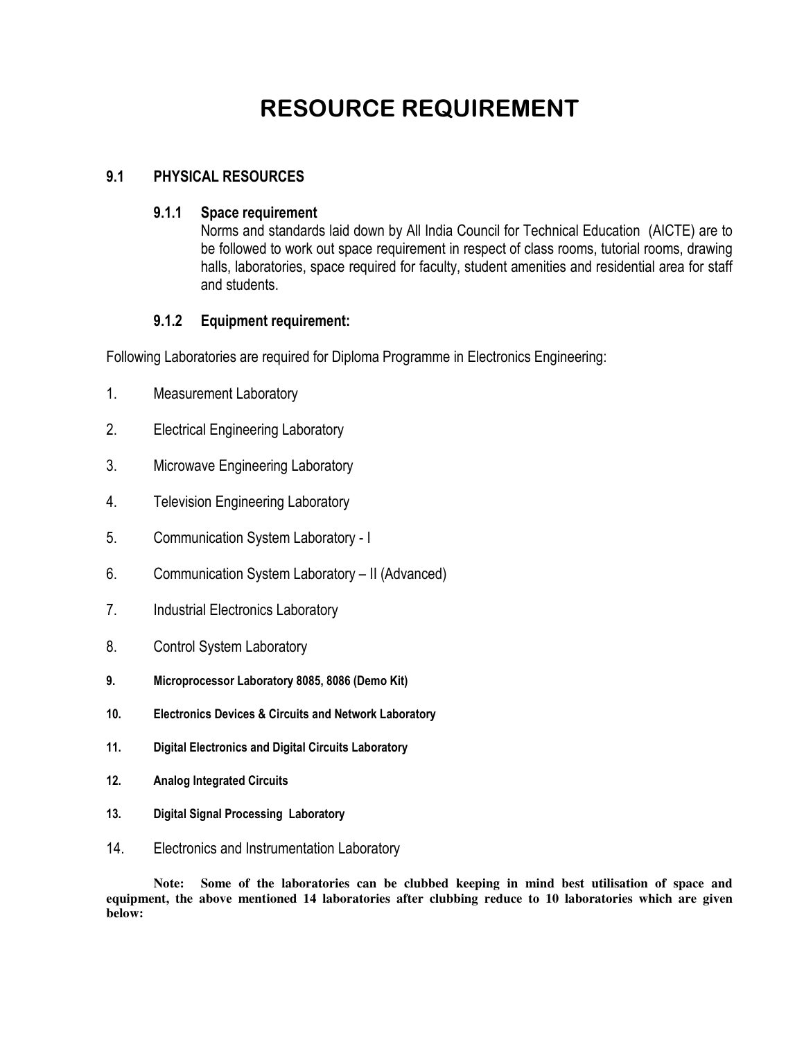# RESOURCE REQUIREMENT

## 9.1 PHYSICAL RESOURCES

### 9.1.1 Space requirement

Norms and standards laid down by All India Council for Technical Education (AICTE) are to be followed to work out space requirement in respect of class rooms, tutorial rooms, drawing halls, laboratories, space required for faculty, student amenities and residential area for staff and students.

### 9.1.2 Equipment requirement:

Following Laboratories are required for Diploma Programme in Electronics Engineering:

1. Measurement Laboratory
2. Electrical Engineering Laboratory
3. Microwave Engineering Laboratory
4. Television Engineering Laboratory
5. Communication System Laboratory - I
6. Communication System Laboratory – II (Advanced)
7. Industrial Electronics Laboratory
8. Control System Laboratory
9. **Microprocessor Laboratory 8085, 8086 (Demo Kit)**
10. **Electronics Devices & Circuits and Network Laboratory**
11. **Digital Electronics and Digital Circuits Laboratory**
12. **Analog Integrated Circuits**
13. **Digital Signal Processing Laboratory**
14. Electronics and Instrumentation Laboratory

**Note: Some of the laboratories can be clubbed keeping in mind best utilisation of space and equipment, the above mentioned 14 laboratories after clubbing reduce to 10 laboratories which are given below:**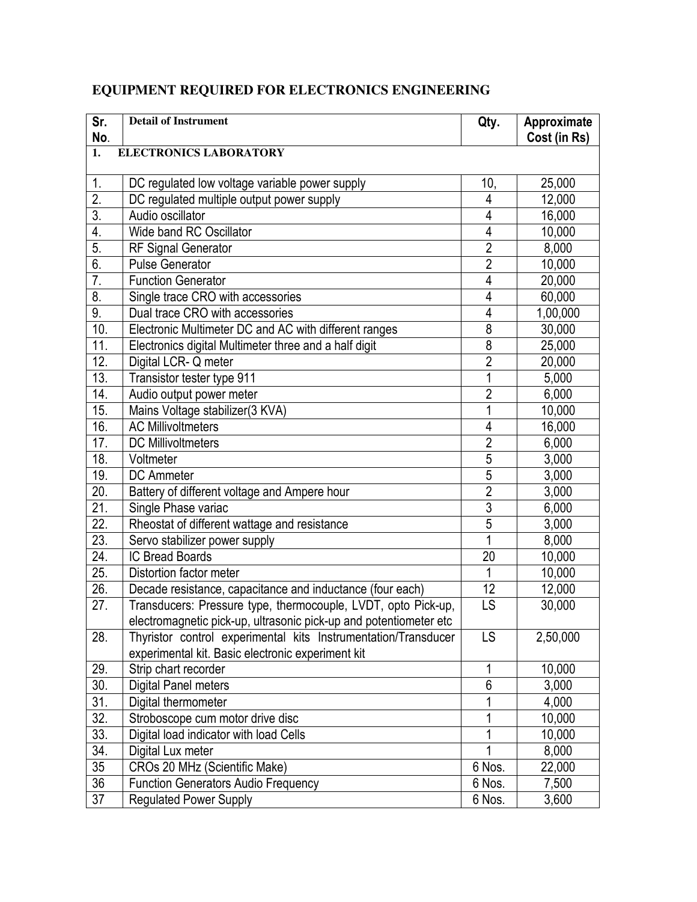## EQUIPMENT REQUIRED FOR ELECTRONICS ENGINEERING

| Sr. No. | Detail of Instrument | Qty. | Approximate Cost (in Rs) |
|---|---|---|---|
| **1.** | **ELECTRONICS LABORATORY** | | |
| 1. | DC regulated low voltage variable power supply | 10, | 25,000 |
| 2. | DC regulated multiple output power supply | 4 | 12,000 |
| 3. | Audio oscillator | 4 | 16,000 |
| 4. | Wide band RC Oscillator | 4 | 10,000 |
| 5. | RF Signal Generator | 2 | 8,000 |
| 6. | Pulse Generator | 2 | 10,000 |
| 7. | Function Generator | 4 | 20,000 |
| 8. | Single trace CRO with accessories | 4 | 60,000 |
| 9. | Dual trace CRO with accessories | 4 | 1,00,000 |
| 10. | Electronic Multimeter DC and AC with different ranges | 8 | 30,000 |
| 11. | Electronics digital Multimeter three and a half digit | 8 | 25,000 |
| 12. | Digital LCR- Q meter | 2 | 20,000 |
| 13. | Transistor tester type 911 | 1 | 5,000 |
| 14. | Audio output power meter | 2 | 6,000 |
| 15. | Mains Voltage stabilizer(3 KVA) | 1 | 10,000 |
| 16. | AC Millivoltmeters | 4 | 16,000 |
| 17. | DC Millivoltmeters | 2 | 6,000 |
| 18. | Voltmeter | 5 | 3,000 |
| 19. | DC Ammeter | 5 | 3,000 |
| 20. | Battery of different voltage and Ampere hour | 2 | 3,000 |
| 21. | Single Phase variac | 3 | 6,000 |
| 22. | Rheostat of different wattage and resistance | 5 | 3,000 |
| 23. | Servo stabilizer power supply | 1 | 8,000 |
| 24. | IC Bread Boards | 20 | 10,000 |
| 25. | Distortion factor meter | 1 | 10,000 |
| 26. | Decade resistance, capacitance and inductance (four each) | 12 | 12,000 |
| 27. | Transducers: Pressure type, thermocouple, LVDT, opto Pick-up, electromagnetic pick-up, ultrasonic pick-up and potentiometer etc | LS | 30,000 |
| 28. | Thyristor control experimental kits Instrumentation/Transducer experimental kit. Basic electronic experiment kit | LS | 2,50,000 |
| 29. | Strip chart recorder | 1 | 10,000 |
| 30. | Digital Panel meters | 6 | 3,000 |
| 31. | Digital thermometer | 1 | 4,000 |
| 32. | Stroboscope cum motor drive disc | 1 | 10,000 |
| 33. | Digital load indicator with load Cells | 1 | 10,000 |
| 34. | Digital Lux meter | 1 | 8,000 |
| 35 | CROs 20 MHz (Scientific Make) | 6 Nos. | 22,000 |
| 36 | Function Generators Audio Frequency | 6 Nos. | 7,500 |
| 37 | Regulated Power Supply | 6 Nos. | 3,600 |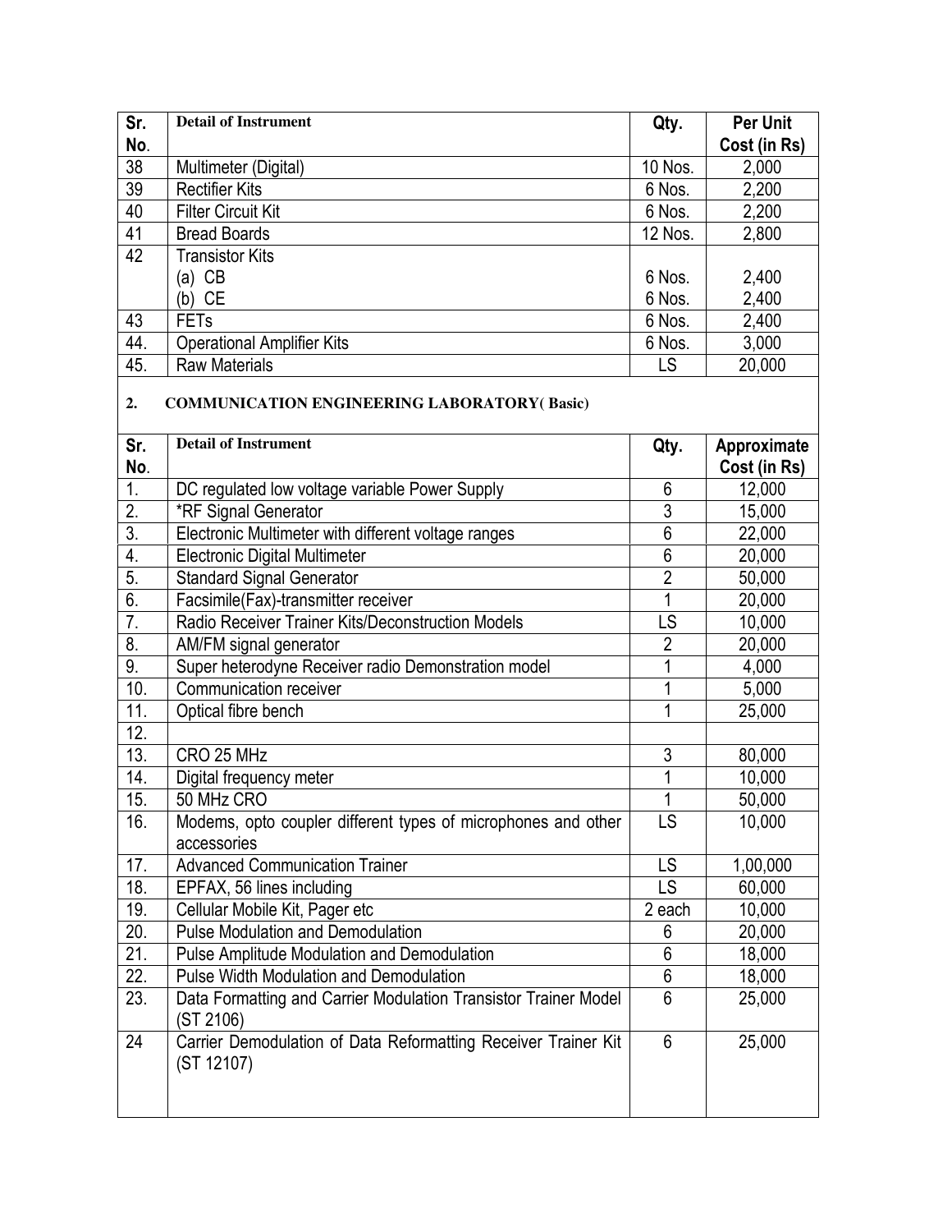| Sr. No. | Detail of Instrument | Qty. | Per Unit Cost (in Rs) |
|---|---|---|---|
| 38 | Multimeter (Digital) | 10 Nos. | 2,000 |
| 39 | Rectifier Kits | 6 Nos. | 2,200 |
| 40 | Filter Circuit Kit | 6 Nos. | 2,200 |
| 41 | Bread Boards | 12 Nos. | 2,800 |
| 42 | Transistor Kits | | |
| | (a) CB | 6 Nos. | 2,400 |
| | (b) CE | 6 Nos. | 2,400 |
| 43 | FETs | 6 Nos. | 2,400 |
| 44. | Operational Amplifier Kits | 6 Nos. | 3,000 |
| 45. | Raw Materials | LS | 20,000 |

**2. COMMUNICATION ENGINEERING LABORATORY( Basic)**

| Sr. No. | Detail of Instrument | Qty. | Approximate Cost (in Rs) |
|---|---|---|---|
| 1. | DC regulated low voltage variable Power Supply | 6 | 12,000 |
| 2. | *RF Signal Generator | 3 | 15,000 |
| 3. | Electronic Multimeter with different voltage ranges | 6 | 22,000 |
| 4. | Electronic Digital Multimeter | 6 | 20,000 |
| 5. | Standard Signal Generator | 2 | 50,000 |
| 6. | Facsimile(Fax)-transmitter receiver | 1 | 20,000 |
| 7. | Radio Receiver Trainer Kits/Deconstruction Models | LS | 10,000 |
| 8. | AM/FM signal generator | 2 | 20,000 |
| 9. | Super heterodyne Receiver radio Demonstration model | 1 | 4,000 |
| 10. | Communication receiver | 1 | 5,000 |
| 11. | Optical fibre bench | 1 | 25,000 |
| 12. | | | |
| 13. | CRO 25 MHz | 3 | 80,000 |
| 14. | Digital frequency meter | 1 | 10,000 |
| 15. | 50 MHz CRO | 1 | 50,000 |
| 16. | Modems, opto coupler different types of microphones and other accessories | LS | 10,000 |
| 17. | Advanced Communication Trainer | LS | 1,00,000 |
| 18. | EPFAX, 56 lines including | LS | 60,000 |
| 19. | Cellular Mobile Kit, Pager etc | 2 each | 10,000 |
| 20. | Pulse Modulation and Demodulation | 6 | 20,000 |
| 21. | Pulse Amplitude Modulation and Demodulation | 6 | 18,000 |
| 22. | Pulse Width Modulation and Demodulation | 6 | 18,000 |
| 23. | Data Formatting and Carrier Modulation Transistor Trainer Model (ST 2106) | 6 | 25,000 |
| 24 | Carrier Demodulation of Data Reformatting Receiver Trainer Kit (ST 12107) | 6 | 25,000 |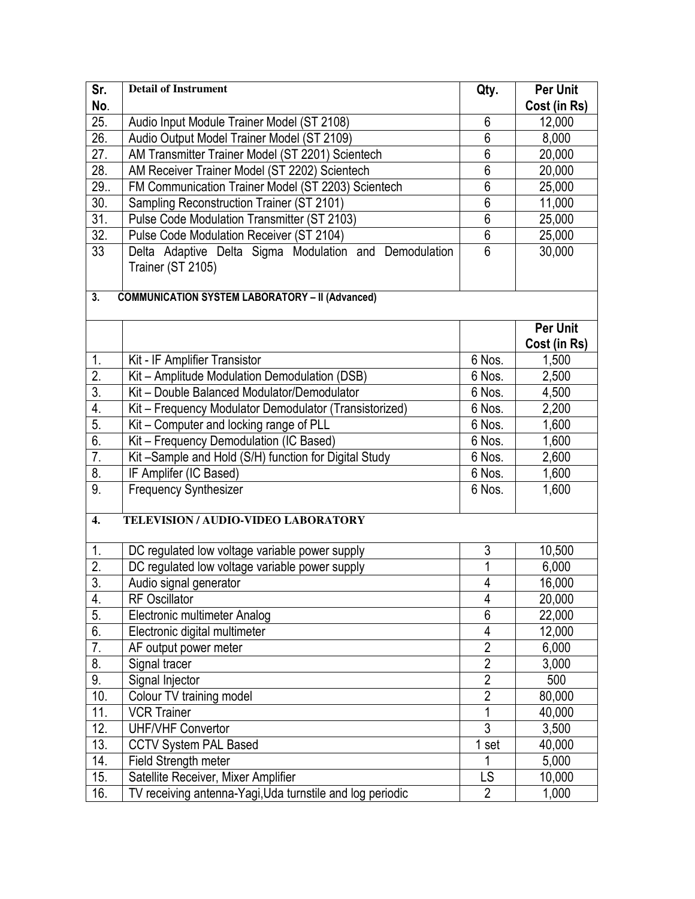| Sr. No. | Detail of Instrument | Qty. | Per Unit Cost (in Rs) |
|---|---|---|---|
| 25. | Audio Input Module Trainer Model (ST 2108) | 6 | 12,000 |
| 26. | Audio Output Model Trainer Model (ST 2109) | 6 | 8,000 |
| 27. | AM Transmitter Trainer Model (ST 2201) Scientech | 6 | 20,000 |
| 28. | AM Receiver Trainer Model (ST 2202) Scientech | 6 | 20,000 |
| 29.. | FM Communication Trainer Model (ST 2203) Scientech | 6 | 25,000 |
| 30. | Sampling Reconstruction Trainer (ST 2101) | 6 | 11,000 |
| 31. | Pulse Code Modulation Transmitter (ST 2103) | 6 | 25,000 |
| 32. | Pulse Code Modulation Receiver (ST 2104) | 6 | 25,000 |
| 33 | Delta Adaptive Delta Sigma Modulation and Demodulation Trainer (ST 2105) | 6 | 30,000 |
| **3.** | **COMMUNICATION SYSTEM LABORATORY – II (Advanced)** | | |
| | | | **Per Unit Cost (in Rs)** |
| 1. | Kit - IF Amplifier Transistor | 6 Nos. | 1,500 |
| 2. | Kit – Amplitude Modulation Demodulation (DSB) | 6 Nos. | 2,500 |
| 3. | Kit – Double Balanced Modulator/Demodulator | 6 Nos. | 4,500 |
| 4. | Kit – Frequency Modulator Demodulator (Transistorized) | 6 Nos. | 2,200 |
| 5. | Kit – Computer and locking range of PLL | 6 Nos. | 1,600 |
| 6. | Kit – Frequency Demodulation (IC Based) | 6 Nos. | 1,600 |
| 7. | Kit –Sample and Hold (S/H) function for Digital Study | 6 Nos. | 2,600 |
| 8. | IF Amplifer (IC Based) | 6 Nos. | 1,600 |
| 9. | Frequency Synthesizer | 6 Nos. | 1,600 |
| **4.** | **TELEVISION / AUDIO-VIDEO LABORATORY** | | |
| 1. | DC regulated low voltage variable power supply | 3 | 10,500 |
| 2. | DC regulated low voltage variable power supply | 1 | 6,000 |
| 3. | Audio signal generator | 4 | 16,000 |
| 4. | RF Oscillator | 4 | 20,000 |
| 5. | Electronic multimeter Analog | 6 | 22,000 |
| 6. | Electronic digital multimeter | 4 | 12,000 |
| 7. | AF output power meter | 2 | 6,000 |
| 8. | Signal tracer | 2 | 3,000 |
| 9. | Signal Injector | 2 | 500 |
| 10. | Colour TV training model | 2 | 80,000 |
| 11. | VCR Trainer | 1 | 40,000 |
| 12. | UHF/VHF Convertor | 3 | 3,500 |
| 13. | CCTV System PAL Based | 1 set | 40,000 |
| 14. | Field Strength meter | 1 | 5,000 |
| 15. | Satellite Receiver, Mixer Amplifier | LS | 10,000 |
| 16. | TV receiving antenna-Yagi,Uda turnstile and log periodic | 2 | 1,000 |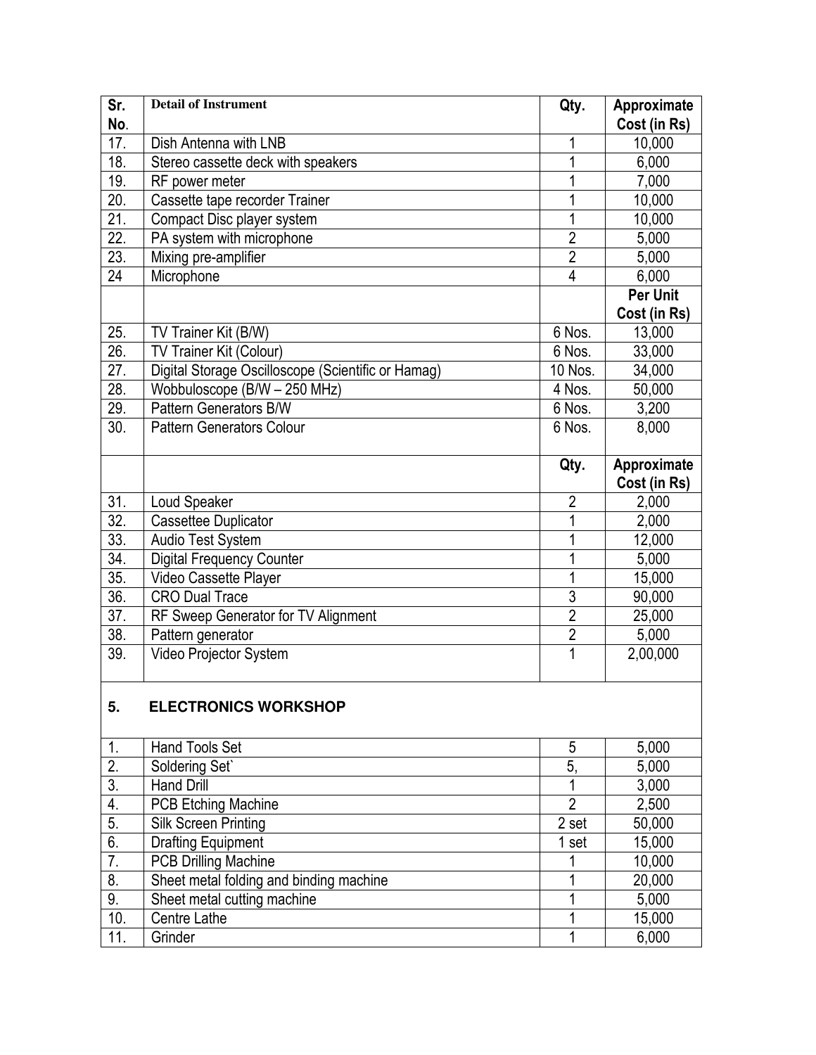| Sr. No. | Detail of Instrument | Qty. | Approximate Cost (in Rs) |
|---|---|---|---|
| 17. | Dish Antenna with LNB | 1 | 10,000 |
| 18. | Stereo cassette deck with speakers | 1 | 6,000 |
| 19. | RF power meter | 1 | 7,000 |
| 20. | Cassette tape recorder Trainer | 1 | 10,000 |
| 21. | Compact Disc player system | 1 | 10,000 |
| 22. | PA system with microphone | 2 | 5,000 |
| 23. | Mixing pre-amplifier | 2 | 5,000 |
| 24 | Microphone | 4 | 6,000 |
| | | | **Per Unit Cost (in Rs)** |
| 25. | TV Trainer Kit (B/W) | 6 Nos. | 13,000 |
| 26. | TV Trainer Kit (Colour) | 6 Nos. | 33,000 |
| 27. | Digital Storage Oscilloscope (Scientific or Hamag) | 10 Nos. | 34,000 |
| 28. | Wobbuloscope (B/W – 250 MHz) | 4 Nos. | 50,000 |
| 29. | Pattern Generators B/W | 6 Nos. | 3,200 |
| 30. | Pattern Generators Colour | 6 Nos. | 8,000 |
| | | **Qty.** | **Approximate Cost (in Rs)** |
| 31. | Loud Speaker | 2 | 2,000 |
| 32. | Cassettee Duplicator | 1 | 2,000 |
| 33. | Audio Test System | 1 | 12,000 |
| 34. | Digital Frequency Counter | 1 | 5,000 |
| 35. | Video Cassette Player | 1 | 15,000 |
| 36. | CRO Dual Trace | 3 | 90,000 |
| 37. | RF Sweep Generator for TV Alignment | 2 | 25,000 |
| 38. | Pattern generator | 2 | 5,000 |
| 39. | Video Projector System | 1 | 2,00,000 |
| **5.** | **ELECTRONICS WORKSHOP** | | |
| 1. | Hand Tools Set | 5 | 5,000 |
| 2. | Soldering Set` | 5, | 5,000 |
| 3. | Hand Drill | 1 | 3,000 |
| 4. | PCB Etching Machine | 2 | 2,500 |
| 5. | Silk Screen Printing | 2 set | 50,000 |
| 6. | Drafting Equipment | 1 set | 15,000 |
| 7. | PCB Drilling Machine | 1 | 10,000 |
| 8. | Sheet metal folding and binding machine | 1 | 20,000 |
| 9. | Sheet metal cutting machine | 1 | 5,000 |
| 10. | Centre Lathe | 1 | 15,000 |
| 11. | Grinder | 1 | 6,000 |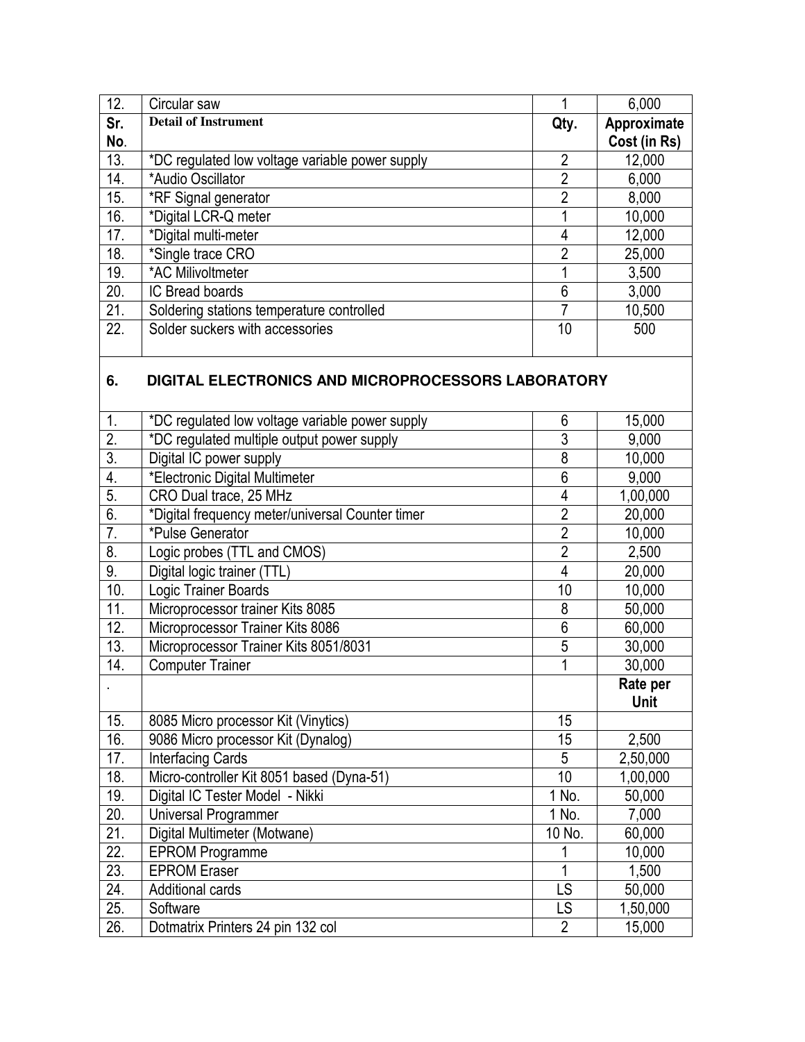| 12. | Circular saw | 1 | 6,000 |
|---|---|---|---|
| **Sr. No.** | **Detail of Instrument** | **Qty.** | **Approximate Cost (in Rs)** |
| 13. | *DC regulated low voltage variable power supply | 2 | 12,000 |
| 14. | *Audio Oscillator | 2 | 6,000 |
| 15. | *RF Signal generator | 2 | 8,000 |
| 16. | *Digital LCR-Q meter | 1 | 10,000 |
| 17. | *Digital multi-meter | 4 | 12,000 |
| 18. | *Single trace CRO | 2 | 25,000 |
| 19. | *AC Milivoltmeter | 1 | 3,500 |
| 20. | IC Bread boards | 6 | 3,000 |
| 21. | Soldering stations temperature controlled | 7 | 10,500 |
| 22. | Solder suckers with accessories | 10 | 500 |

## 6. DIGITAL ELECTRONICS AND MICROPROCESSORS LABORATORY

| Sr. No. | Detail of Instrument | Qty. | Approximate Cost (in Rs) |
|---|---|---|---|
| 1. | *DC regulated low voltage variable power supply | 6 | 15,000 |
| 2. | *DC regulated multiple output power supply | 3 | 9,000 |
| 3. | Digital IC power supply | 8 | 10,000 |
| 4. | *Electronic Digital Multimeter | 6 | 9,000 |
| 5. | CRO Dual trace, 25 MHz | 4 | 1,00,000 |
| 6. | *Digital frequency meter/universal Counter timer | 2 | 20,000 |
| 7. | *Pulse Generator | 2 | 10,000 |
| 8. | Logic probes (TTL and CMOS) | 2 | 2,500 |
| 9. | Digital logic trainer (TTL) | 4 | 20,000 |
| 10. | Logic Trainer Boards | 10 | 10,000 |
| 11. | Microprocessor trainer Kits 8085 | 8 | 50,000 |
| 12. | Microprocessor Trainer Kits 8086 | 6 | 60,000 |
| 13. | Microprocessor Trainer Kits 8051/8031 | 5 | 30,000 |
| 14. | Computer Trainer | 1 | 30,000 |
| . | | | **Rate per Unit** |
| 15. | 8085 Micro processor Kit (Vinytics) | 15 | |
| 16. | 9086 Micro processor Kit (Dynalog) | 15 | 2,500 |
| 17. | Interfacing Cards | 5 | 2,50,000 |
| 18. | Micro-controller Kit 8051 based (Dyna-51) | 10 | 1,00,000 |
| 19. | Digital IC Tester Model - Nikki | 1 No. | 50,000 |
| 20. | Universal Programmer | 1 No. | 7,000 |
| 21. | Digital Multimeter (Motwane) | 10 No. | 60,000 |
| 22. | EPROM Programme | 1 | 10,000 |
| 23. | EPROM Eraser | 1 | 1,500 |
| 24. | Additional cards | LS | 50,000 |
| 25. | Software | LS | 1,50,000 |
| 26. | Dotmatrix Printers 24 pin 132 col | 2 | 15,000 |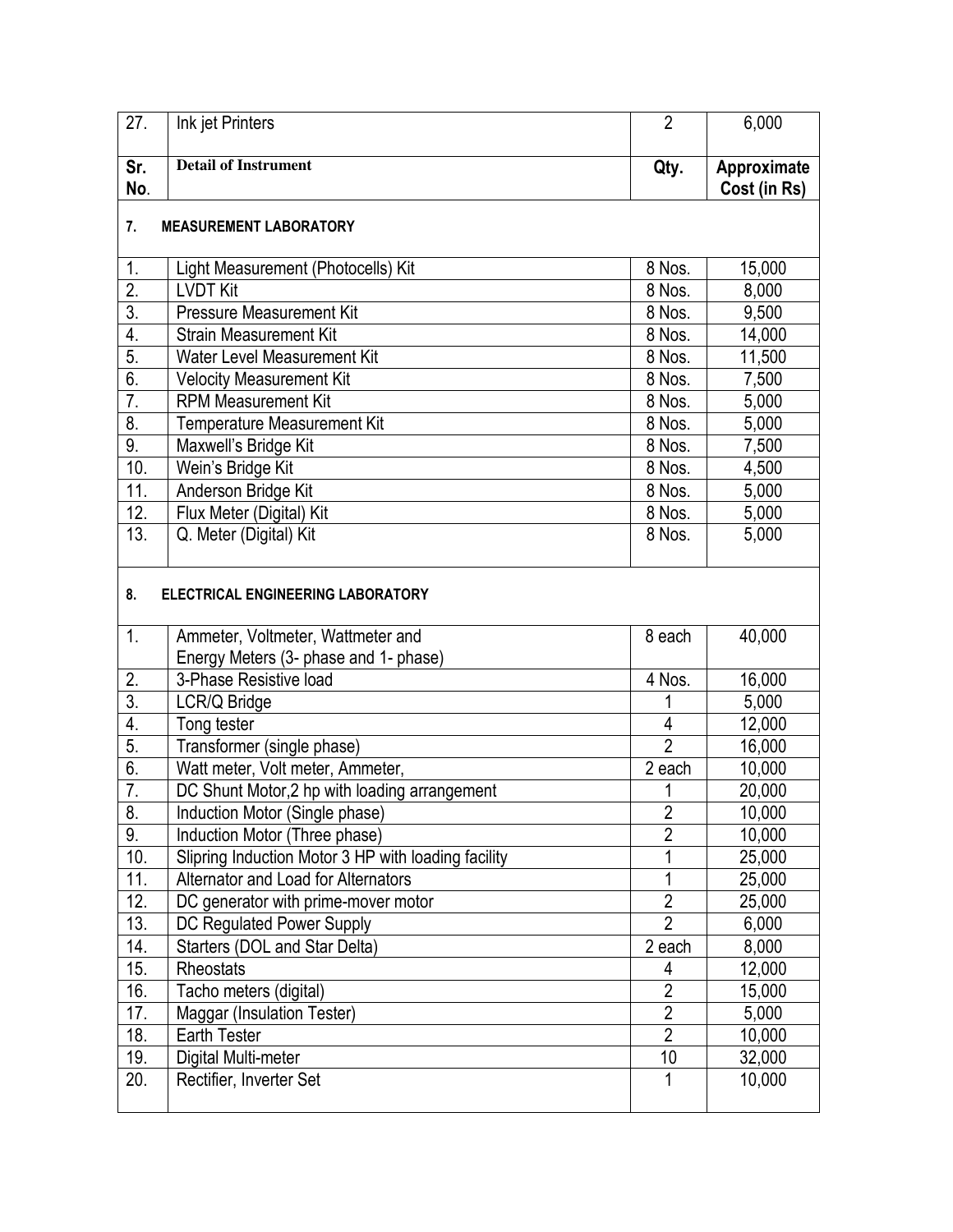| Sr. No. | Detail of Instrument | Qty. | Approximate Cost (in Rs) |
|---|---|---|---|
| 27. | Ink jet Printers | 2 | 6,000 |

**7. MEASUREMENT LABORATORY**

| Sr. No. | Detail of Instrument | Qty. | Approximate Cost (in Rs) |
|---|---|---|---|
| 1. | Light Measurement (Photocells) Kit | 8 Nos. | 15,000 |
| 2. | LVDT Kit | 8 Nos. | 8,000 |
| 3. | Pressure Measurement Kit | 8 Nos. | 9,500 |
| 4. | Strain Measurement Kit | 8 Nos. | 14,000 |
| 5. | Water Level Measurement Kit | 8 Nos. | 11,500 |
| 6. | Velocity Measurement Kit | 8 Nos. | 7,500 |
| 7. | RPM Measurement Kit | 8 Nos. | 5,000 |
| 8. | Temperature Measurement Kit | 8 Nos. | 5,000 |
| 9. | Maxwell's Bridge Kit | 8 Nos. | 7,500 |
| 10. | Wein's Bridge Kit | 8 Nos. | 4,500 |
| 11. | Anderson Bridge Kit | 8 Nos. | 5,000 |
| 12. | Flux Meter (Digital) Kit | 8 Nos. | 5,000 |
| 13. | Q. Meter (Digital) Kit | 8 Nos. | 5,000 |

**8. ELECTRICAL ENGINEERING LABORATORY**

| Sr. No. | Detail of Instrument | Qty. | Approximate Cost (in Rs) |
|---|---|---|---|
| 1. | Ammeter, Voltmeter, Wattmeter and Energy Meters (3- phase and 1- phase) | 8 each | 40,000 |
| 2. | 3-Phase Resistive load | 4 Nos. | 16,000 |
| 3. | LCR/Q Bridge | 1 | 5,000 |
| 4. | Tong tester | 4 | 12,000 |
| 5. | Transformer (single phase) | 2 | 16,000 |
| 6. | Watt meter, Volt meter, Ammeter, | 2 each | 10,000 |
| 7. | DC Shunt Motor,2 hp with loading arrangement | 1 | 20,000 |
| 8. | Induction Motor (Single phase) | 2 | 10,000 |
| 9. | Induction Motor (Three phase) | 2 | 10,000 |
| 10. | Slipring Induction Motor 3 HP with loading facility | 1 | 25,000 |
| 11. | Alternator and Load for Alternators | 1 | 25,000 |
| 12. | DC generator with prime-mover motor | 2 | 25,000 |
| 13. | DC Regulated Power Supply | 2 | 6,000 |
| 14. | Starters (DOL and Star Delta) | 2 each | 8,000 |
| 15. | Rheostats | 4 | 12,000 |
| 16. | Tacho meters (digital) | 2 | 15,000 |
| 17. | Maggar (Insulation Tester) | 2 | 5,000 |
| 18. | Earth Tester | 2 | 10,000 |
| 19. | Digital Multi-meter | 10 | 32,000 |
| 20. | Rectifier, Inverter Set | 1 | 10,000 |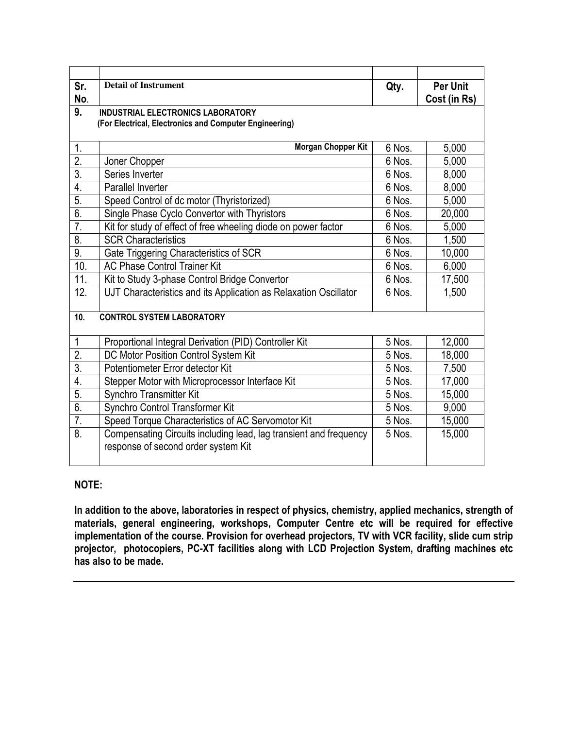| Sr. No. | Detail of Instrument | Qty. | Per Unit Cost (in Rs) |
|---|---|---|---|
| **9.** | **INDUSTRIAL ELECTRONICS LABORATORY (For Electrical, Electronics and Computer Engineering)** | | |
| 1. | **Morgan Chopper Kit** | 6 Nos. | 5,000 |
| 2. | Joner Chopper | 6 Nos. | 5,000 |
| 3. | Series Inverter | 6 Nos. | 8,000 |
| 4. | Parallel Inverter | 6 Nos. | 8,000 |
| 5. | Speed Control of dc motor (Thyristorized) | 6 Nos. | 5,000 |
| 6. | Single Phase Cyclo Convertor with Thyristors | 6 Nos. | 20,000 |
| 7. | Kit for study of effect of free wheeling diode on power factor | 6 Nos. | 5,000 |
| 8. | SCR Characteristics | 6 Nos. | 1,500 |
| 9. | Gate Triggering Characteristics of SCR | 6 Nos. | 10,000 |
| 10. | AC Phase Control Trainer Kit | 6 Nos. | 6,000 |
| 11. | Kit to Study 3-phase Control Bridge Convertor | 6 Nos. | 17,500 |
| 12. | UJT Characteristics and its Application as Relaxation Oscillator | 6 Nos. | 1,500 |
| **10.** | **CONTROL SYSTEM LABORATORY** | | |
| 1 | Proportional Integral Derivation (PID) Controller Kit | 5 Nos. | 12,000 |
| 2. | DC Motor Position Control System Kit | 5 Nos. | 18,000 |
| 3. | Potentiometer Error detector Kit | 5 Nos. | 7,500 |
| 4. | Stepper Motor with Microprocessor Interface Kit | 5 Nos. | 17,000 |
| 5. | Synchro Transmitter Kit | 5 Nos. | 15,000 |
| 6. | Synchro Control Transformer Kit | 5 Nos. | 9,000 |
| 7. | Speed Torque Characteristics of AC Servomotor Kit | 5 Nos. | 15,000 |
| 8. | Compensating Circuits including lead, lag transient and frequency response of second order system Kit | 5 Nos. | 15,000 |

**NOTE:**

**In addition to the above, laboratories in respect of physics, chemistry, applied mechanics, strength of materials, general engineering, workshops, Computer Centre etc will be required for effective implementation of the course. Provision for overhead projectors, TV with VCR facility, slide cum strip projector, photocopiers, PC-XT facilities along with LCD Projection System, drafting machines etc has also to be made.**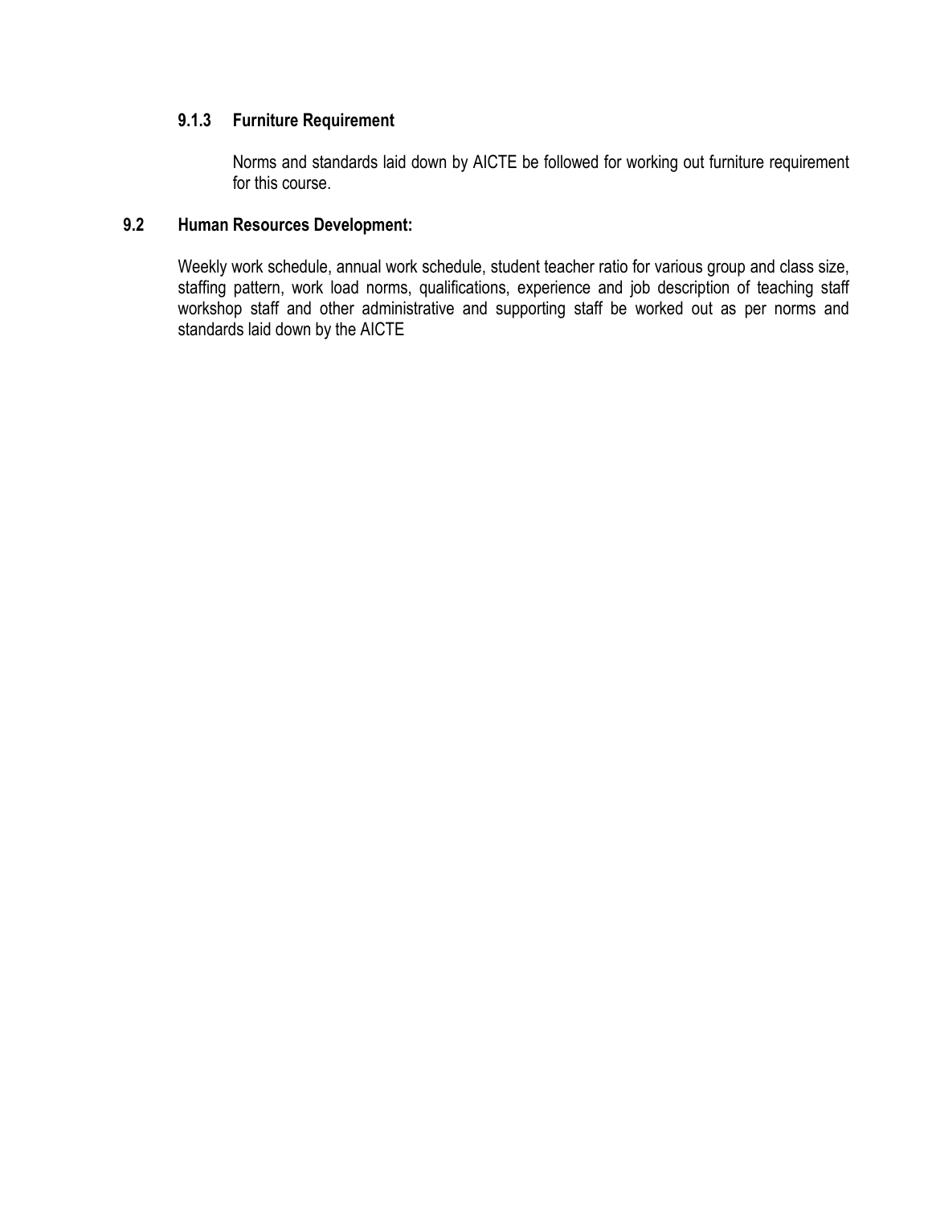### 9.1.3 Furniture Requirement

Norms and standards laid down by AICTE be followed for working out furniture requirement for this course.

## 9.2 Human Resources Development:

Weekly work schedule, annual work schedule, student teacher ratio for various group and class size, staffing pattern, work load norms, qualifications, experience and job description of teaching staff workshop staff and other administrative and supporting staff be worked out as per norms and standards laid down by the AICTE